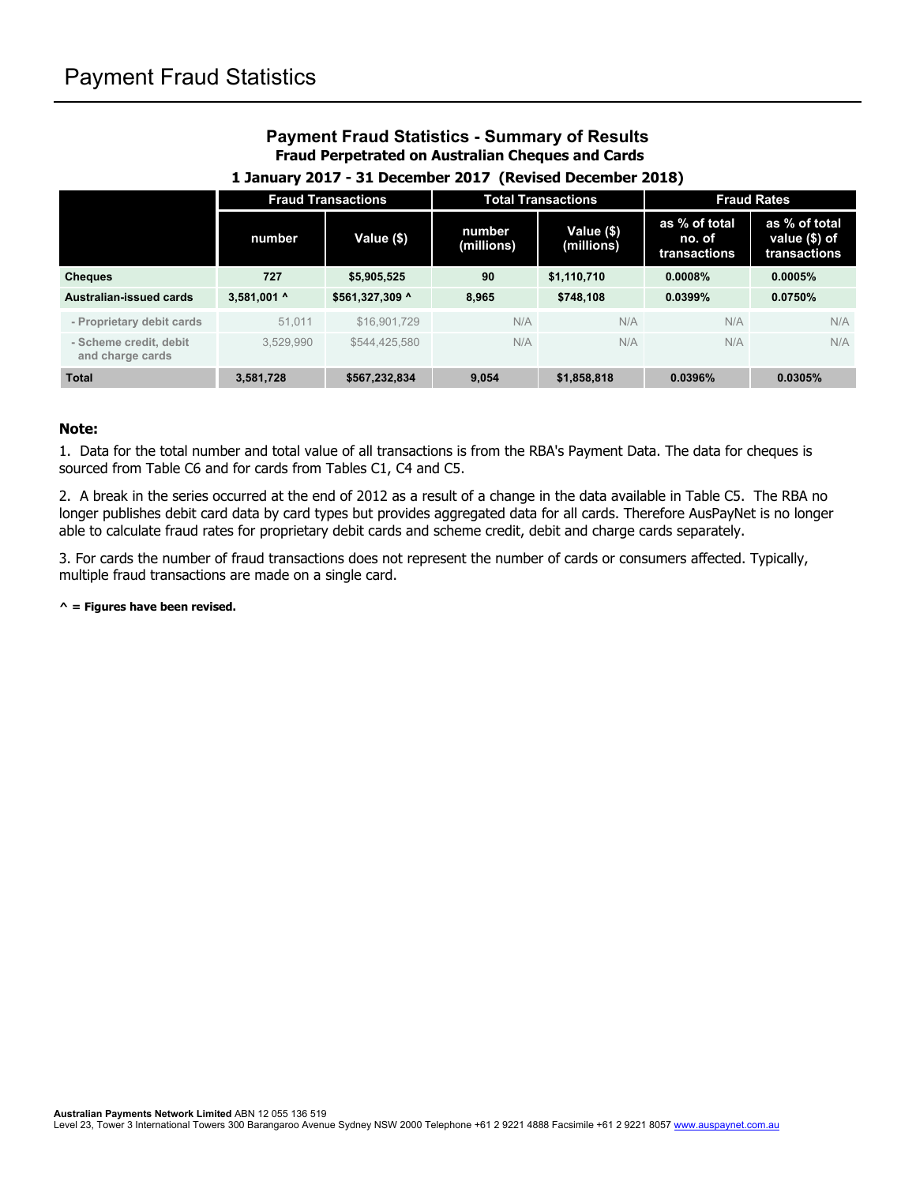# Payment Fraud Statistics

## Payment Fraud Statistics - Summary of Results

### Fraud Perpetrated on Australian Cheques and Cards

### 1 January 2017 - 31 December 2017 (Revised December 2018)

| | Fraud Transactions | | Total Transactions | | Fraud Rates | |
|---|---|---|---|---|---|---|
| | number | Value ($) | number (millions) | Value ($) (millions) | as % of total no. of transactions | as % of total value ($) of transactions |
| **Cheques** | **727** | **$5,905,525** | **90** | **$1,110,710** | **0.0008%** | **0.0005%** |
| **Australian-issued cards** | **3,581,001 ^** | **$561,327,309 ^** | **8,965** | **$748,108** | **0.0399%** | **0.0750%** |
| - Proprietary debit cards | 51,011 | $16,901,729 | N/A | N/A | N/A | N/A |
| - Scheme credit, debit and charge cards | 3,529,990 | $544,425,580 | N/A | N/A | N/A | N/A |
| **Total** | **3,581,728** | **$567,232,834** | **9,054** | **$1,858,818** | **0.0396%** | **0.0305%** |

**Note:**

1. Data for the total number and total value of all transactions is from the RBA's Payment Data. The data for cheques is sourced from Table C6 and for cards from Tables C1, C4 and C5.

2. A break in the series occurred at the end of 2012 as a result of a change in the data available in Table C5. The RBA no longer publishes debit card data by card types but provides aggregated data for all cards. Therefore AusPayNet is no longer able to calculate fraud rates for proprietary debit cards and scheme credit, debit and charge cards separately.

3. For cards the number of fraud transactions does not represent the number of cards or consumers affected. Typically, multiple fraud transactions are made on a single card.

**^ = Figures have been revised.**

**Australian Payments Network Limited** ABN 12 055 136 519
Level 23, Tower 3 International Towers 300 Barangaroo Avenue Sydney NSW 2000 Telephone +61 2 9221 4888 Facsimile +61 2 9221 8057 www.auspaynet.com.au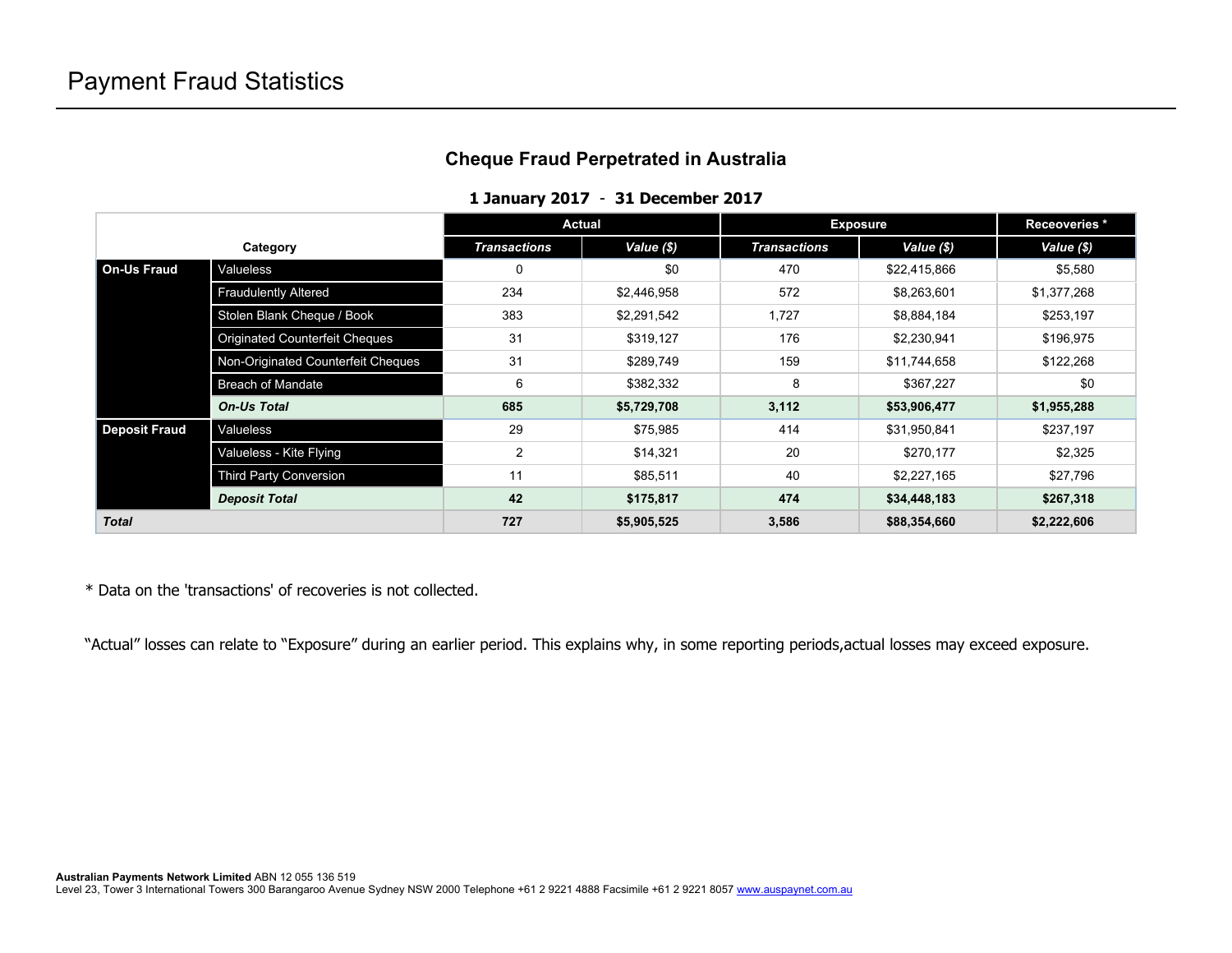# Payment Fraud Statistics

## Cheque Fraud Perpetrated in Australia

**1 January 2017 - 31 December 2017**

| Category | | Actual | | Exposure | | Receoveries * |
|---|---|---|---|---|---|---|
| | | *Transactions* | *Value ($)* | *Transactions* | *Value ($)* | *Value ($)* |
| **On-Us Fraud** | Valueless | 0 | $0 | 470 | $22,415,866 | $5,580 |
| | Fraudulently Altered | 234 | $2,446,958 | 572 | $8,263,601 | $1,377,268 |
| | Stolen Blank Cheque / Book | 383 | $2,291,542 | 1,727 | $8,884,184 | $253,197 |
| | Originated Counterfeit Cheques | 31 | $319,127 | 176 | $2,230,941 | $196,975 |
| | Non-Originated Counterfeit Cheques | 31 | $289,749 | 159 | $11,744,658 | $122,268 |
| | Breach of Mandate | 6 | $382,332 | 8 | $367,227 | $0 |
| | ***On-Us Total*** | **685** | **$5,729,708** | **3,112** | **$53,906,477** | **$1,955,288** |
| **Deposit Fraud** | Valueless | 29 | $75,985 | 414 | $31,950,841 | $237,197 |
| | Valueless - Kite Flying | 2 | $14,321 | 20 | $270,177 | $2,325 |
| | Third Party Conversion | 11 | $85,511 | 40 | $2,227,165 | $27,796 |
| | ***Deposit Total*** | **42** | **$175,817** | **474** | **$34,448,183** | **$267,318** |
| ***Total*** | | **727** | **$5,905,525** | **3,586** | **$88,354,660** | **$2,222,606** |

* Data on the 'transactions' of recoveries is not collected.

“Actual” losses can relate to “Exposure” during an earlier period. This explains why, in some reporting periods,actual losses may exceed exposure.

**Australian Payments Network Limited** ABN 12 055 136 519
Level 23, Tower 3 International Towers 300 Barangaroo Avenue Sydney NSW 2000 Telephone +61 2 9221 4888 Facsimile +61 2 9221 8057 www.auspaynet.com.au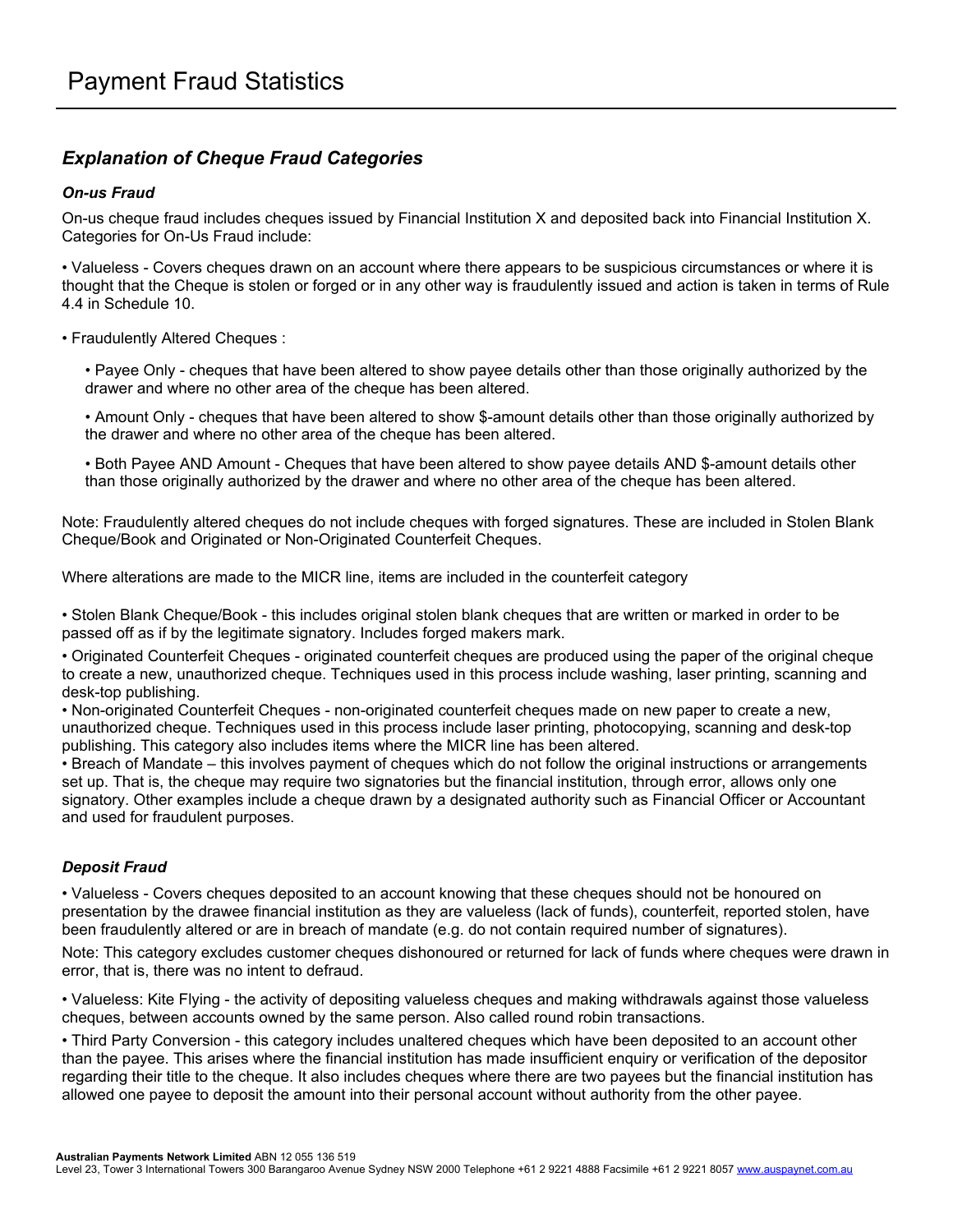# Payment Fraud Statistics

## *Explanation of Cheque Fraud Categories*

### *On-us Fraud*

On-us cheque fraud includes cheques issued by Financial Institution X and deposited back into Financial Institution X. Categories for On-Us Fraud include:

• Valueless - Covers cheques drawn on an account where there appears to be suspicious circumstances or where it is thought that the Cheque is stolen or forged or in any other way is fraudulently issued and action is taken in terms of Rule 4.4 in Schedule 10.

• Fraudulently Altered Cheques :

  • Payee Only - cheques that have been altered to show payee details other than those originally authorized by the drawer and where no other area of the cheque has been altered.

  • Amount Only - cheques that have been altered to show $-amount details other than those originally authorized by the drawer and where no other area of the cheque has been altered.

  • Both Payee AND Amount - Cheques that have been altered to show payee details AND $-amount details other than those originally authorized by the drawer and where no other area of the cheque has been altered.

Note: Fraudulently altered cheques do not include cheques with forged signatures. These are included in Stolen Blank Cheque/Book and Originated or Non-Originated Counterfeit Cheques.

Where alterations are made to the MICR line, items are included in the counterfeit category

• Stolen Blank Cheque/Book - this includes original stolen blank cheques that are written or marked in order to be passed off as if by the legitimate signatory. Includes forged makers mark.

• Originated Counterfeit Cheques - originated counterfeit cheques are produced using the paper of the original cheque to create a new, unauthorized cheque. Techniques used in this process include washing, laser printing, scanning and desk-top publishing.

• Non-originated Counterfeit Cheques - non-originated counterfeit cheques made on new paper to create a new, unauthorized cheque. Techniques used in this process include laser printing, photocopying, scanning and desk-top publishing. This category also includes items where the MICR line has been altered.

• Breach of Mandate – this involves payment of cheques which do not follow the original instructions or arrangements set up. That is, the cheque may require two signatories but the financial institution, through error, allows only one signatory. Other examples include a cheque drawn by a designated authority such as Financial Officer or Accountant and used for fraudulent purposes.

### *Deposit Fraud*

• Valueless - Covers cheques deposited to an account knowing that these cheques should not be honoured on presentation by the drawee financial institution as they are valueless (lack of funds), counterfeit, reported stolen, have been fraudulently altered or are in breach of mandate (e.g. do not contain required number of signatures).

Note: This category excludes customer cheques dishonoured or returned for lack of funds where cheques were drawn in error, that is, there was no intent to defraud.

• Valueless: Kite Flying - the activity of depositing valueless cheques and making withdrawals against those valueless cheques, between accounts owned by the same person. Also called round robin transactions.

• Third Party Conversion - this category includes unaltered cheques which have been deposited to an account other than the payee. This arises where the financial institution has made insufficient enquiry or verification of the depositor regarding their title to the cheque. It also includes cheques where there are two payees but the financial institution has allowed one payee to deposit the amount into their personal account without authority from the other payee.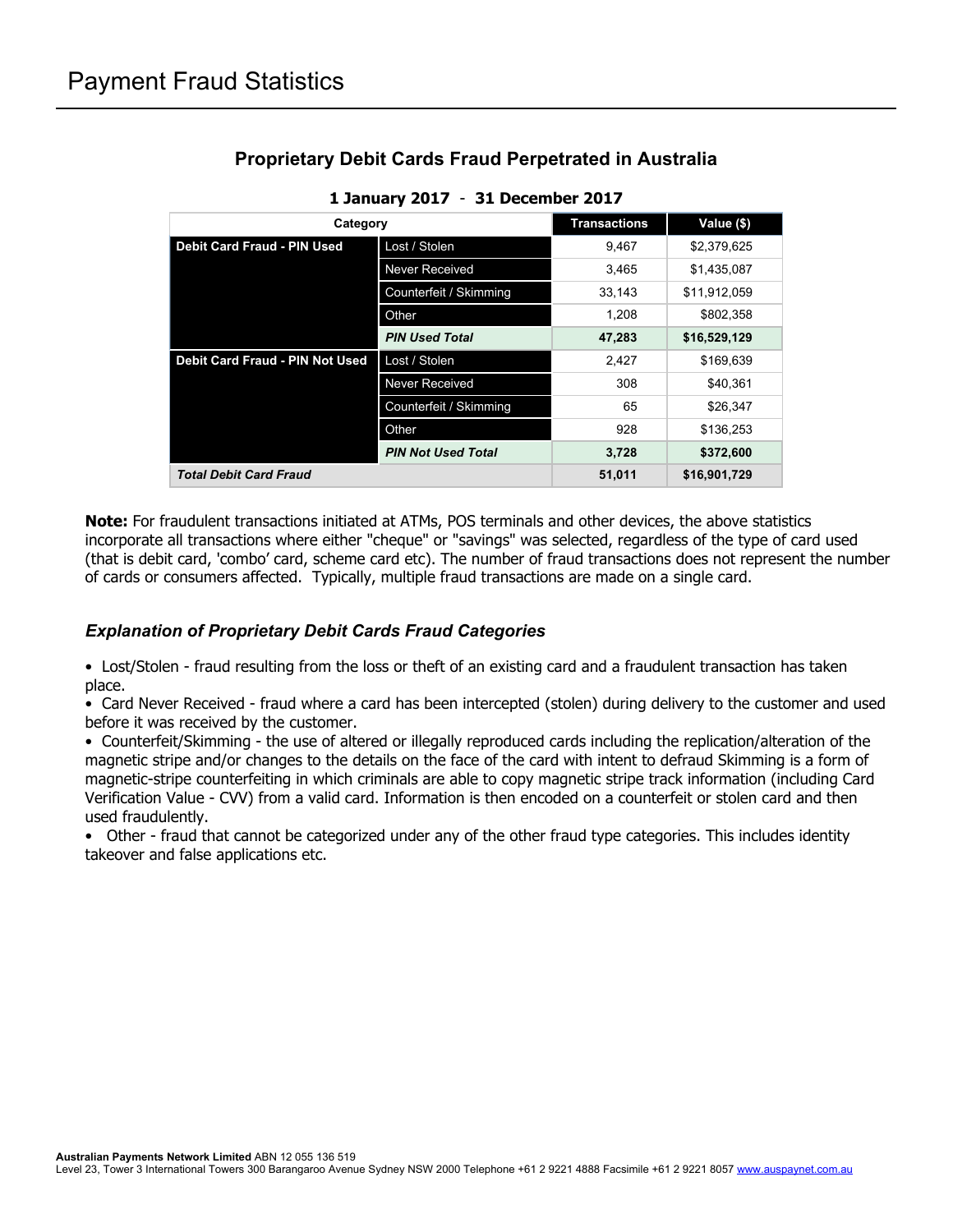# Payment Fraud Statistics

## Proprietary Debit Cards Fraud Perpetrated in Australia

**1 January 2017 - 31 December 2017**

| Category | | Transactions | Value ($) |
|---|---|---|---|
| **Debit Card Fraud - PIN Used** | Lost / Stolen | 9,467 | $2,379,625 |
| | Never Received | 3,465 | $1,435,087 |
| | Counterfeit / Skimming | 33,143 | $11,912,059 |
| | Other | 1,208 | $802,358 |
| | ***PIN Used Total*** | **47,283** | **$16,529,129** |
| **Debit Card Fraud - PIN Not Used** | Lost / Stolen | 2,427 | $169,639 |
| | Never Received | 308 | $40,361 |
| | Counterfeit / Skimming | 65 | $26,347 |
| | Other | 928 | $136,253 |
| | ***PIN Not Used Total*** | **3,728** | **$372,600** |
| ***Total Debit Card Fraud*** | | **51,011** | **$16,901,729** |

**Note:** For fraudulent transactions initiated at ATMs, POS terminals and other devices, the above statistics incorporate all transactions where either "cheque" or "savings" was selected, regardless of the type of card used (that is debit card, 'combo' card, scheme card etc). The number of fraud transactions does not represent the number of cards or consumers affected. Typically, multiple fraud transactions are made on a single card.

### *Explanation of Proprietary Debit Cards Fraud Categories*

- Lost/Stolen - fraud resulting from the loss or theft of an existing card and a fraudulent transaction has taken place.
- Card Never Received - fraud where a card has been intercepted (stolen) during delivery to the customer and used before it was received by the customer.
- Counterfeit/Skimming - the use of altered or illegally reproduced cards including the replication/alteration of the magnetic stripe and/or changes to the details on the face of the card with intent to defraud Skimming is a form of magnetic-stripe counterfeiting in which criminals are able to copy magnetic stripe track information (including Card Verification Value - CVV) from a valid card. Information is then encoded on a counterfeit or stolen card and then used fraudulently.
- Other - fraud that cannot be categorized under any of the other fraud type categories. This includes identity takeover and false applications etc.

**Australian Payments Network Limited** ABN 12 055 136 519
Level 23, Tower 3 International Towers 300 Barangaroo Avenue Sydney NSW 2000 Telephone +61 2 9221 4888 Facsimile +61 2 9221 8057 www.auspaynet.com.au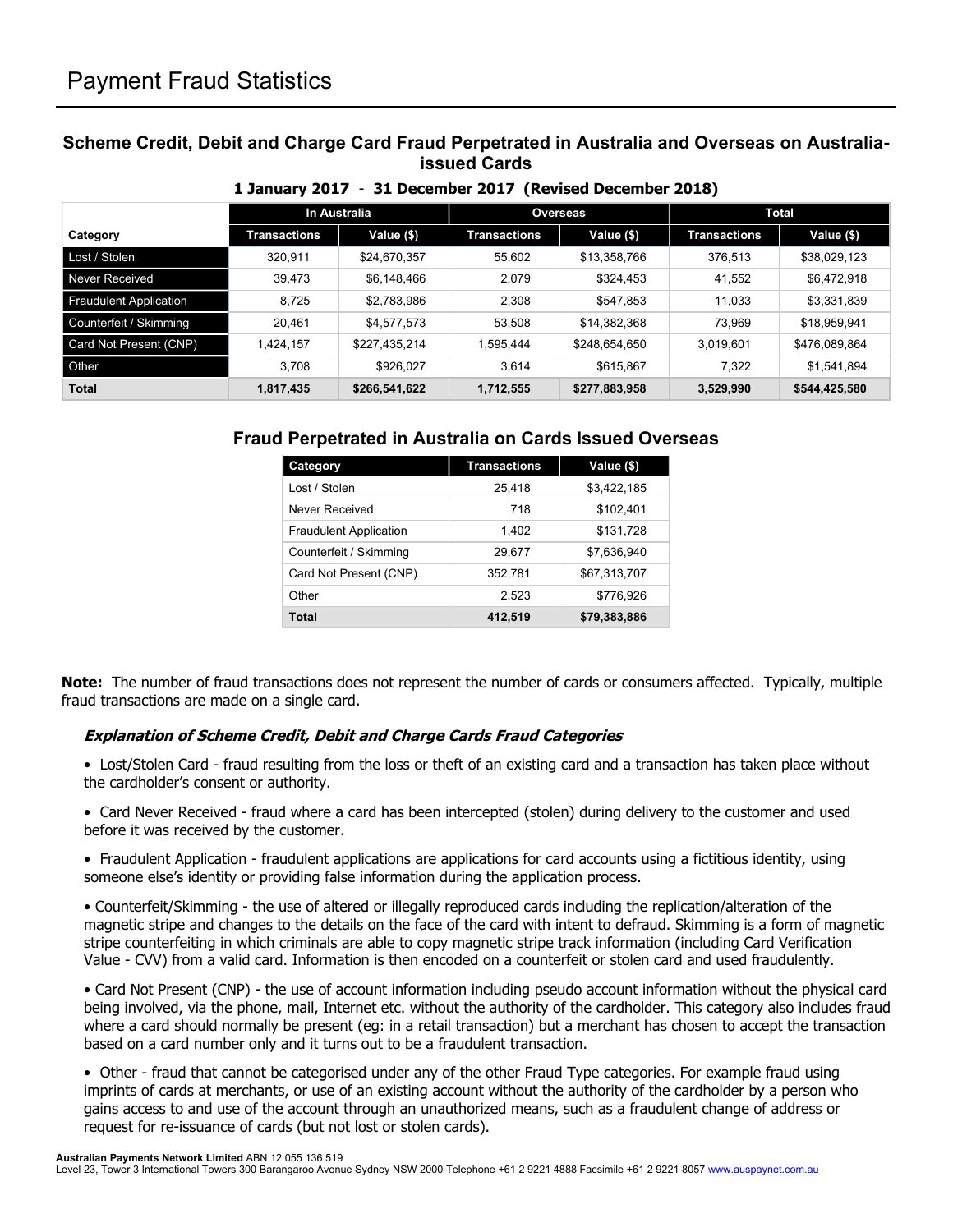# Payment Fraud Statistics

## Scheme Credit, Debit and Charge Card Fraud Perpetrated in Australia and Overseas on Australia-issued Cards

### 1 January 2017 - 31 December 2017 (Revised December 2018)

| | In Australia | | Overseas | | Total | |
|---|---|---|---|---|---|---|
| **Category** | **Transactions** | **Value ($)** | **Transactions** | **Value ($)** | **Transactions** | **Value ($)** |
| Lost / Stolen | 320,911 | $24,670,357 | 55,602 | $13,358,766 | 376,513 | $38,029,123 |
| Never Received | 39,473 | $6,148,466 | 2,079 | $324,453 | 41,552 | $6,472,918 |
| Fraudulent Application | 8,725 | $2,783,986 | 2,308 | $547,853 | 11,033 | $3,331,839 |
| Counterfeit / Skimming | 20,461 | $4,577,573 | 53,508 | $14,382,368 | 73,969 | $18,959,941 |
| Card Not Present (CNP) | 1,424,157 | $227,435,214 | 1,595,444 | $248,654,650 | 3,019,601 | $476,089,864 |
| Other | 3,708 | $926,027 | 3,614 | $615,867 | 7,322 | $1,541,894 |
| **Total** | **1,817,435** | **$266,541,622** | **1,712,555** | **$277,883,958** | **3,529,990** | **$544,425,580** |

## Fraud Perpetrated in Australia on Cards Issued Overseas

| Category | Transactions | Value ($) |
|---|---|---|
| Lost / Stolen | 25,418 | $3,422,185 |
| Never Received | 718 | $102,401 |
| Fraudulent Application | 1,402 | $131,728 |
| Counterfeit / Skimming | 29,677 | $7,636,940 |
| Card Not Present (CNP) | 352,781 | $67,313,707 |
| Other | 2,523 | $776,926 |
| **Total** | **412,519** | **$79,383,886** |

**Note:** The number of fraud transactions does not represent the number of cards or consumers affected. Typically, multiple fraud transactions are made on a single card.

***Explanation of Scheme Credit, Debit and Charge Cards Fraud Categories***

- Lost/Stolen Card - fraud resulting from the loss or theft of an existing card and a transaction has taken place without the cardholder's consent or authority.
- Card Never Received - fraud where a card has been intercepted (stolen) during delivery to the customer and used before it was received by the customer.
- Fraudulent Application - fraudulent applications are applications for card accounts using a fictitious identity, using someone else's identity or providing false information during the application process.
- Counterfeit/Skimming - the use of altered or illegally reproduced cards including the replication/alteration of the magnetic stripe and changes to the details on the face of the card with intent to defraud. Skimming is a form of magnetic stripe counterfeiting in which criminals are able to copy magnetic stripe track information (including Card Verification Value - CVV) from a valid card. Information is then encoded on a counterfeit or stolen card and used fraudulently.
- Card Not Present (CNP) - the use of account information including pseudo account information without the physical card being involved, via the phone, mail, Internet etc. without the authority of the cardholder. This category also includes fraud where a card should normally be present (eg: in a retail transaction) but a merchant has chosen to accept the transaction based on a card number only and it turns out to be a fraudulent transaction.
- Other - fraud that cannot be categorised under any of the other Fraud Type categories. For example fraud using imprints of cards at merchants, or use of an existing account without the authority of the cardholder by a person who gains access to and use of the account through an unauthorized means, such as a fraudulent change of address or request for re-issuance of cards (but not lost or stolen cards).

**Australian Payments Network Limited** ABN 12 055 136 519
Level 23, Tower 3 International Towers 300 Barangaroo Avenue Sydney NSW 2000 Telephone +61 2 9221 4888 Facsimile +61 2 9221 8057 www.auspaynet.com.au